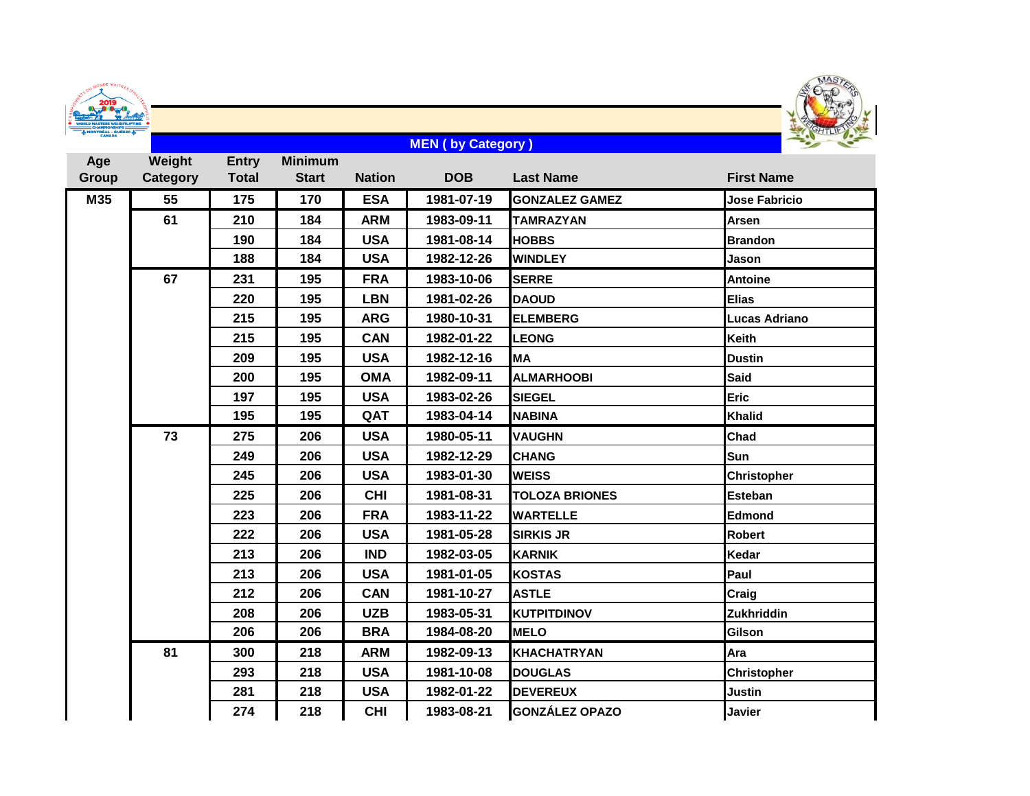## MEN ( by Category )

| Age Group | Weight Category | Entry Total | Minimum Start | Nation | DOB | Last Name | First Name |
|---|---|---|---|---|---|---|---|
| M35 | 55 | 175 | 170 | ESA | 1981-07-19 | GONZALEZ GAMEZ | Jose Fabricio |
| | 61 | 210 | 184 | ARM | 1983-09-11 | TAMRAZYAN | Arsen |
| | | 190 | 184 | USA | 1981-08-14 | HOBBS | Brandon |
| | | 188 | 184 | USA | 1982-12-26 | WINDLEY | Jason |
| | 67 | 231 | 195 | FRA | 1983-10-06 | SERRE | Antoine |
| | | 220 | 195 | LBN | 1981-02-26 | DAOUD | Elias |
| | | 215 | 195 | ARG | 1980-10-31 | ELEMBERG | Lucas Adriano |
| | | 215 | 195 | CAN | 1982-01-22 | LEONG | Keith |
| | | 209 | 195 | USA | 1982-12-16 | MA | Dustin |
| | | 200 | 195 | OMA | 1982-09-11 | ALMARHOOBI | Said |
| | | 197 | 195 | USA | 1983-02-26 | SIEGEL | Eric |
| | | 195 | 195 | QAT | 1983-04-14 | NABINA | Khalid |
| | 73 | 275 | 206 | USA | 1980-05-11 | VAUGHN | Chad |
| | | 249 | 206 | USA | 1982-12-29 | CHANG | Sun |
| | | 245 | 206 | USA | 1983-01-30 | WEISS | Christopher |
| | | 225 | 206 | CHI | 1981-08-31 | TOLOZA BRIONES | Esteban |
| | | 223 | 206 | FRA | 1983-11-22 | WARTELLE | Edmond |
| | | 222 | 206 | USA | 1981-05-28 | SIRKIS JR | Robert |
| | | 213 | 206 | IND | 1982-03-05 | KARNIK | Kedar |
| | | 213 | 206 | USA | 1981-01-05 | KOSTAS | Paul |
| | | 212 | 206 | CAN | 1981-10-27 | ASTLE | Craig |
| | | 208 | 206 | UZB | 1983-05-31 | KUTPITDINOV | Zukhriddin |
| | | 206 | 206 | BRA | 1984-08-20 | MELO | Gilson |
| | 81 | 300 | 218 | ARM | 1982-09-13 | KHACHATRYAN | Ara |
| | | 293 | 218 | USA | 1981-10-08 | DOUGLAS | Christopher |
| | | 281 | 218 | USA | 1982-01-22 | DEVEREUX | Justin |
| | | 274 | 218 | CHI | 1983-08-21 | GONZÁLEZ OPAZO | Javier |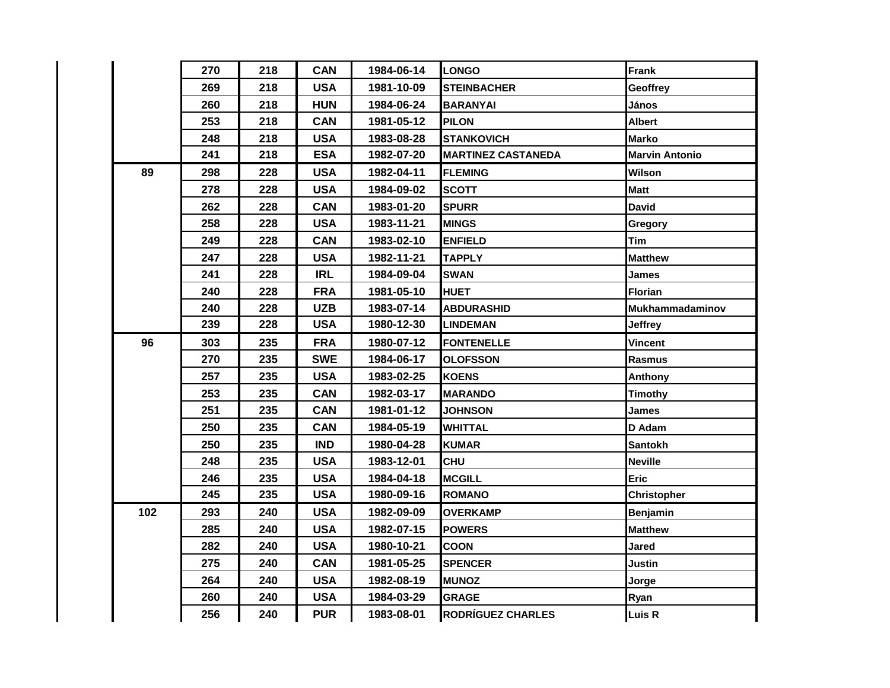| | | | | | | |
|---|---|---|---|---|---|---|
| | 270 | 218 | CAN | 1984-06-14 | LONGO | Frank |
| | 269 | 218 | USA | 1981-10-09 | STEINBACHER | Geoffrey |
| | 260 | 218 | HUN | 1984-06-24 | BARANYAI | János |
| | 253 | 218 | CAN | 1981-05-12 | PILON | Albert |
| | 248 | 218 | USA | 1983-08-28 | STANKOVICH | Marko |
| | 241 | 218 | ESA | 1982-07-20 | MARTINEZ CASTANEDA | Marvin Antonio |
| 89 | 298 | 228 | USA | 1982-04-11 | FLEMING | Wilson |
| | 278 | 228 | USA | 1984-09-02 | SCOTT | Matt |
| | 262 | 228 | CAN | 1983-01-20 | SPURR | David |
| | 258 | 228 | USA | 1983-11-21 | MINGS | Gregory |
| | 249 | 228 | CAN | 1983-02-10 | ENFIELD | Tim |
| | 247 | 228 | USA | 1982-11-21 | TAPPLY | Matthew |
| | 241 | 228 | IRL | 1984-09-04 | SWAN | James |
| | 240 | 228 | FRA | 1981-05-10 | HUET | Florian |
| | 240 | 228 | UZB | 1983-07-14 | ABDURASHID | Mukhammadaminov |
| | 239 | 228 | USA | 1980-12-30 | LINDEMAN | Jeffrey |
| 96 | 303 | 235 | FRA | 1980-07-12 | FONTENELLE | Vincent |
| | 270 | 235 | SWE | 1984-06-17 | OLOFSSON | Rasmus |
| | 257 | 235 | USA | 1983-02-25 | KOENS | Anthony |
| | 253 | 235 | CAN | 1982-03-17 | MARANDO | Timothy |
| | 251 | 235 | CAN | 1981-01-12 | JOHNSON | James |
| | 250 | 235 | CAN | 1984-05-19 | WHITTAL | D Adam |
| | 250 | 235 | IND | 1980-04-28 | KUMAR | Santokh |
| | 248 | 235 | USA | 1983-12-01 | CHU | Neville |
| | 246 | 235 | USA | 1984-04-18 | MCGILL | Eric |
| | 245 | 235 | USA | 1980-09-16 | ROMANO | Christopher |
| 102 | 293 | 240 | USA | 1982-09-09 | OVERKAMP | Benjamin |
| | 285 | 240 | USA | 1982-07-15 | POWERS | Matthew |
| | 282 | 240 | USA | 1980-10-21 | COON | Jared |
| | 275 | 240 | CAN | 1981-05-25 | SPENCER | Justin |
| | 264 | 240 | USA | 1982-08-19 | MUNOZ | Jorge |
| | 260 | 240 | USA | 1984-03-29 | GRAGE | Ryan |
| | 256 | 240 | PUR | 1983-08-01 | RODRÍGUEZ CHARLES | Luis R |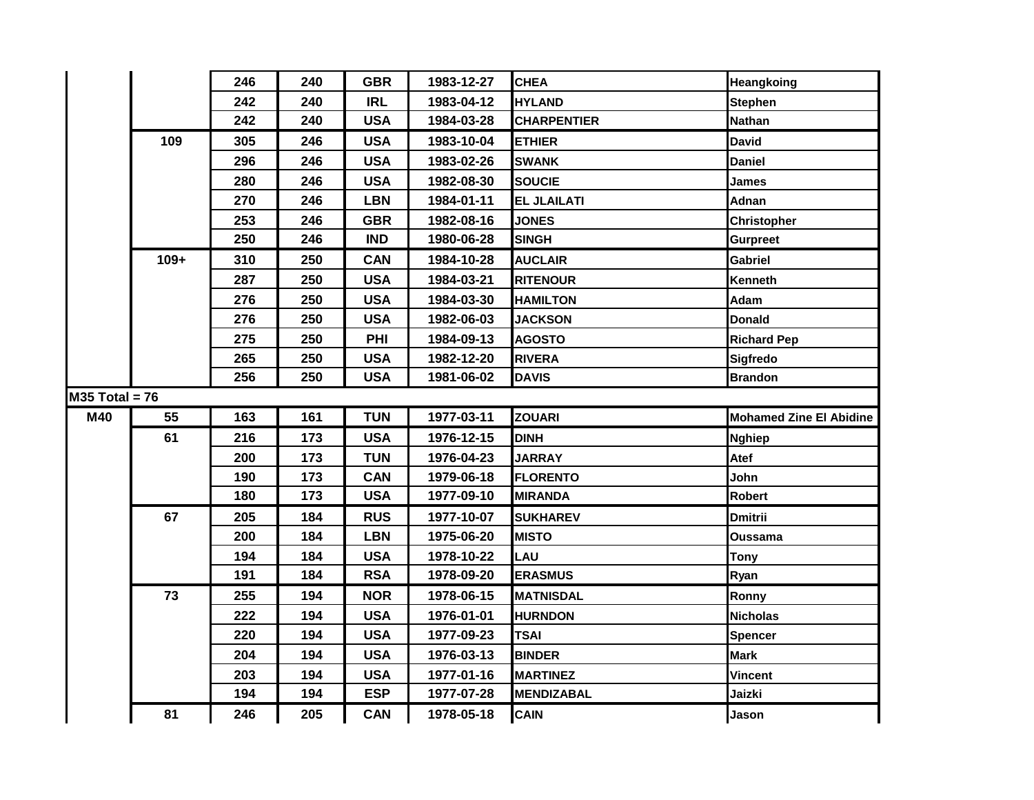| | | | | | | | |
|---|---|---|---|---|---|---|---|
| | | 246 | 240 | GBR | 1983-12-27 | CHEA | Heangkoing |
| | | 242 | 240 | IRL | 1983-04-12 | HYLAND | Stephen |
| | | 242 | 240 | USA | 1984-03-28 | CHARPENTIER | Nathan |
| | 109 | 305 | 246 | USA | 1983-10-04 | ETHIER | David |
| | | 296 | 246 | USA | 1983-02-26 | SWANK | Daniel |
| | | 280 | 246 | USA | 1982-08-30 | SOUCIE | James |
| | | 270 | 246 | LBN | 1984-01-11 | EL JLAILATI | Adnan |
| | | 253 | 246 | GBR | 1982-08-16 | JONES | Christopher |
| | | 250 | 246 | IND | 1980-06-28 | SINGH | Gurpreet |
| | 109+ | 310 | 250 | CAN | 1984-10-28 | AUCLAIR | Gabriel |
| | | 287 | 250 | USA | 1984-03-21 | RITENOUR | Kenneth |
| | | 276 | 250 | USA | 1984-03-30 | HAMILTON | Adam |
| | | 276 | 250 | USA | 1982-06-03 | JACKSON | Donald |
| | | 275 | 250 | PHI | 1984-09-13 | AGOSTO | Richard Pep |
| | | 265 | 250 | USA | 1982-12-20 | RIVERA | Sigfredo |
| | | 256 | 250 | USA | 1981-06-02 | DAVIS | Brandon |
| M35 Total = 76 | | | | | | | |
| M40 | 55 | 163 | 161 | TUN | 1977-03-11 | ZOUARI | Mohamed Zine El Abidine |
| | 61 | 216 | 173 | USA | 1976-12-15 | DINH | Nghiep |
| | | 200 | 173 | TUN | 1976-04-23 | JARRAY | Atef |
| | | 190 | 173 | CAN | 1979-06-18 | FLORENTO | John |
| | | 180 | 173 | USA | 1977-09-10 | MIRANDA | Robert |
| | 67 | 205 | 184 | RUS | 1977-10-07 | SUKHAREV | Dmitrii |
| | | 200 | 184 | LBN | 1975-06-20 | MISTO | Oussama |
| | | 194 | 184 | USA | 1978-10-22 | LAU | Tony |
| | | 191 | 184 | RSA | 1978-09-20 | ERASMUS | Ryan |
| | 73 | 255 | 194 | NOR | 1978-06-15 | MATNISDAL | Ronny |
| | | 222 | 194 | USA | 1976-01-01 | HURNDON | Nicholas |
| | | 220 | 194 | USA | 1977-09-23 | TSAI | Spencer |
| | | 204 | 194 | USA | 1976-03-13 | BINDER | Mark |
| | | 203 | 194 | USA | 1977-01-16 | MARTINEZ | Vincent |
| | | 194 | 194 | ESP | 1977-07-28 | MENDIZABAL | Jaizki |
| | 81 | 246 | 205 | CAN | 1978-05-18 | CAIN | Jason |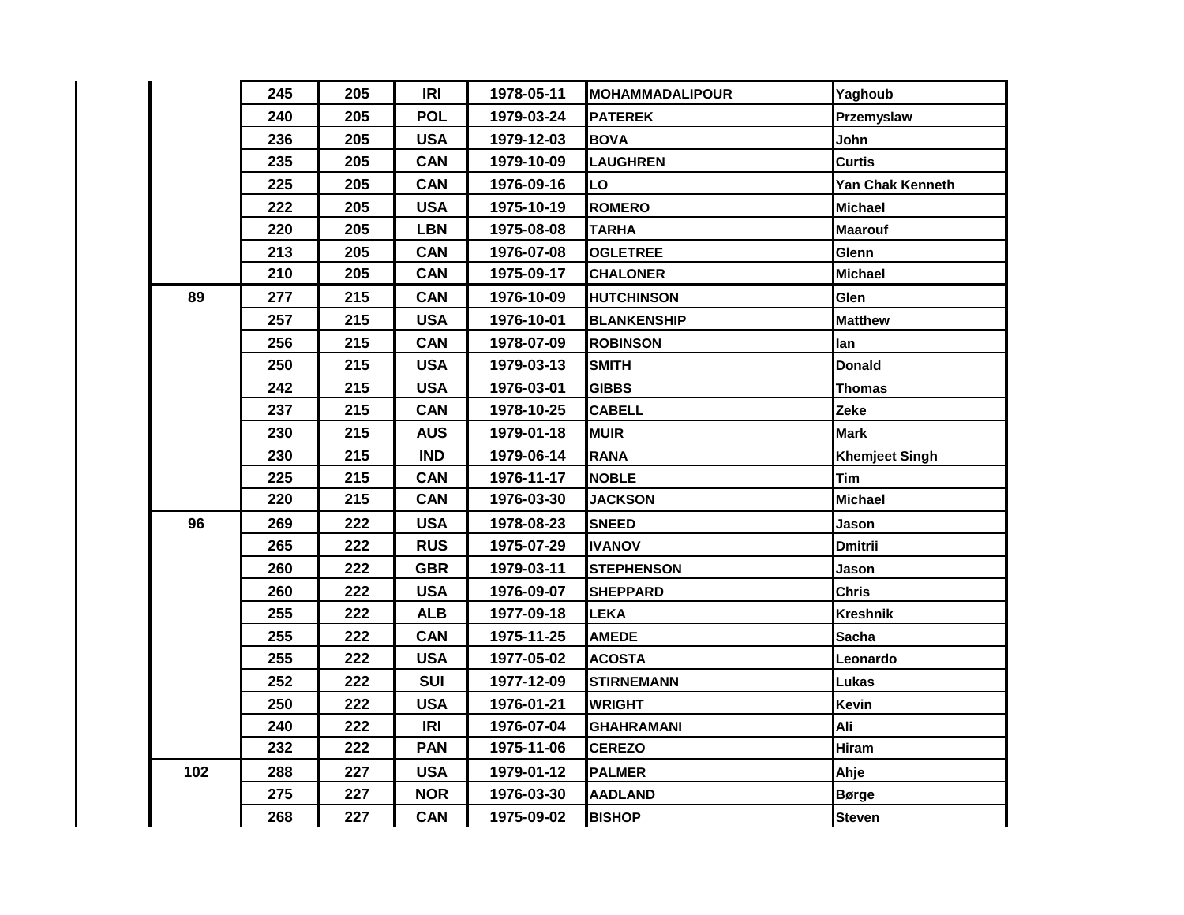| | | | | | | | |
|---|---|---|---|---|---|---|---|
| | | 245 | 205 | IRI | 1978-05-11 | MOHAMMADALIPOUR | Yaghoub |
| | | 240 | 205 | POL | 1979-03-24 | PATEREK | Przemyslaw |
| | | 236 | 205 | USA | 1979-12-03 | BOVA | John |
| | | 235 | 205 | CAN | 1979-10-09 | LAUGHREN | Curtis |
| | | 225 | 205 | CAN | 1976-09-16 | LO | Yan Chak Kenneth |
| | | 222 | 205 | USA | 1975-10-19 | ROMERO | Michael |
| | | 220 | 205 | LBN | 1975-08-08 | TARHA | Maarouf |
| | | 213 | 205 | CAN | 1976-07-08 | OGLETREE | Glenn |
| | | 210 | 205 | CAN | 1975-09-17 | CHALONER | Michael |
| | 89 | 277 | 215 | CAN | 1976-10-09 | HUTCHINSON | Glen |
| | | 257 | 215 | USA | 1976-10-01 | BLANKENSHIP | Matthew |
| | | 256 | 215 | CAN | 1978-07-09 | ROBINSON | Ian |
| | | 250 | 215 | USA | 1979-03-13 | SMITH | Donald |
| | | 242 | 215 | USA | 1976-03-01 | GIBBS | Thomas |
| | | 237 | 215 | CAN | 1978-10-25 | CABELL | Zeke |
| | | 230 | 215 | AUS | 1979-01-18 | MUIR | Mark |
| | | 230 | 215 | IND | 1979-06-14 | RANA | Khemjeet Singh |
| | | 225 | 215 | CAN | 1976-11-17 | NOBLE | Tim |
| | | 220 | 215 | CAN | 1976-03-30 | JACKSON | Michael |
| | 96 | 269 | 222 | USA | 1978-08-23 | SNEED | Jason |
| | | 265 | 222 | RUS | 1975-07-29 | IVANOV | Dmitrii |
| | | 260 | 222 | GBR | 1979-03-11 | STEPHENSON | Jason |
| | | 260 | 222 | USA | 1976-09-07 | SHEPPARD | Chris |
| | | 255 | 222 | ALB | 1977-09-18 | LEKA | Kreshnik |
| | | 255 | 222 | CAN | 1975-11-25 | AMEDE | Sacha |
| | | 255 | 222 | USA | 1977-05-02 | ACOSTA | Leonardo |
| | | 252 | 222 | SUI | 1977-12-09 | STIRNEMANN | Lukas |
| | | 250 | 222 | USA | 1976-01-21 | WRIGHT | Kevin |
| | | 240 | 222 | IRI | 1976-07-04 | GHAHRAMANI | Ali |
| | | 232 | 222 | PAN | 1975-11-06 | CEREZO | Hiram |
| | 102 | 288 | 227 | USA | 1979-01-12 | PALMER | Ahje |
| | | 275 | 227 | NOR | 1976-03-30 | AADLAND | Børge |
| | | 268 | 227 | CAN | 1975-09-02 | BISHOP | Steven |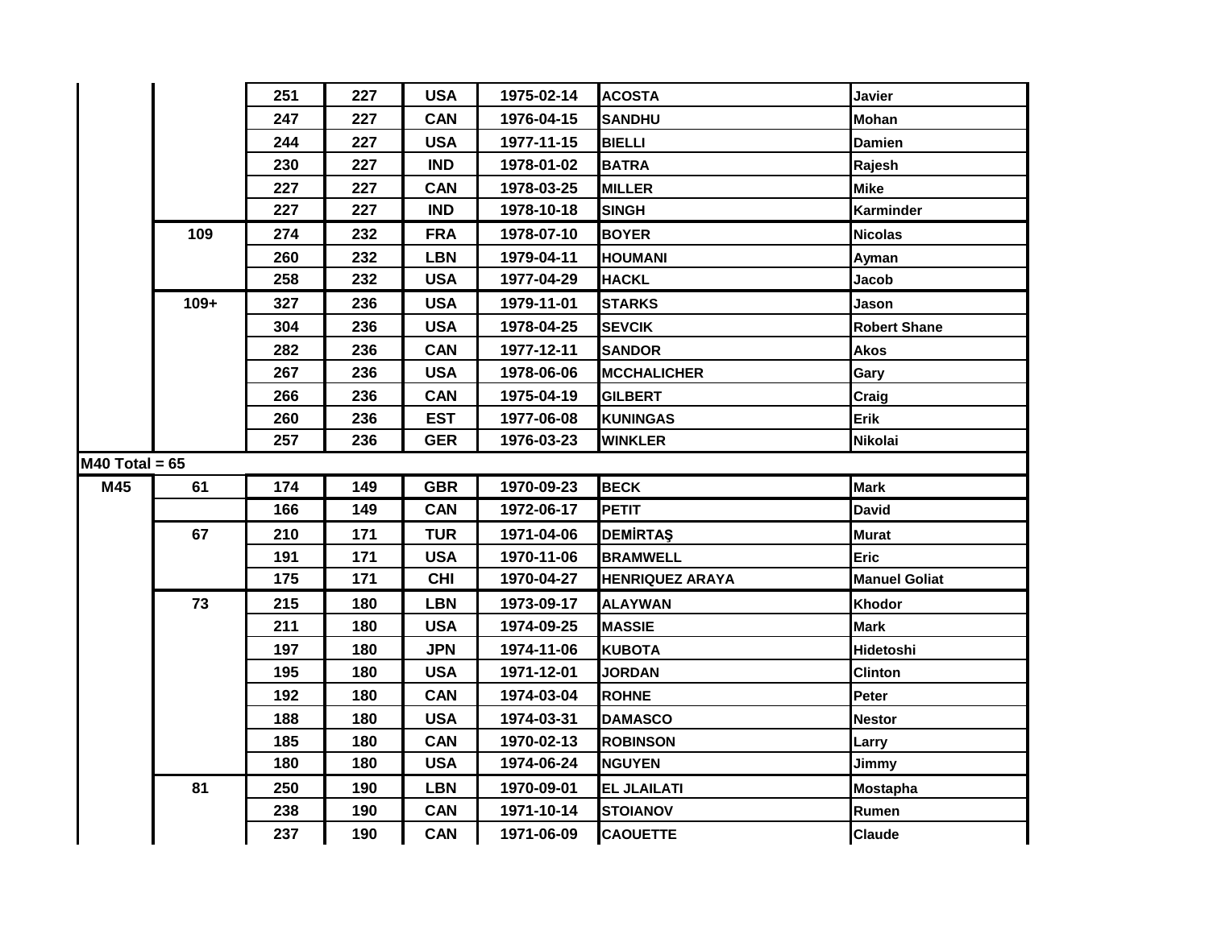| | | | | | | | |
|---|---|---|---|---|---|---|---|
| | | 251 | 227 | USA | 1975-02-14 | ACOSTA | Javier |
| | | 247 | 227 | CAN | 1976-04-15 | SANDHU | Mohan |
| | | 244 | 227 | USA | 1977-11-15 | BIELLI | Damien |
| | | 230 | 227 | IND | 1978-01-02 | BATRA | Rajesh |
| | | 227 | 227 | CAN | 1978-03-25 | MILLER | Mike |
| | | 227 | 227 | IND | 1978-10-18 | SINGH | Karminder |
| | 109 | 274 | 232 | FRA | 1978-07-10 | BOYER | Nicolas |
| | | 260 | 232 | LBN | 1979-04-11 | HOUMANI | Ayman |
| | | 258 | 232 | USA | 1977-04-29 | HACKL | Jacob |
| | 109+ | 327 | 236 | USA | 1979-11-01 | STARKS | Jason |
| | | 304 | 236 | USA | 1978-04-25 | SEVCIK | Robert Shane |
| | | 282 | 236 | CAN | 1977-12-11 | SANDOR | Akos |
| | | 267 | 236 | USA | 1978-06-06 | MCCHALICHER | Gary |
| | | 266 | 236 | CAN | 1975-04-19 | GILBERT | Craig |
| | | 260 | 236 | EST | 1977-06-08 | KUNINGAS | Erik |
| | | 257 | 236 | GER | 1976-03-23 | WINKLER | Nikolai |
| M40 Total = 65 | | | | | | | |
| M45 | 61 | 174 | 149 | GBR | 1970-09-23 | BECK | Mark |
| | | 166 | 149 | CAN | 1972-06-17 | PETIT | David |
| | 67 | 210 | 171 | TUR | 1971-04-06 | DEMİRTAŞ | Murat |
| | | 191 | 171 | USA | 1970-11-06 | BRAMWELL | Eric |
| | | 175 | 171 | CHI | 1970-04-27 | HENRIQUEZ ARAYA | Manuel Goliat |
| | 73 | 215 | 180 | LBN | 1973-09-17 | ALAYWAN | Khodor |
| | | 211 | 180 | USA | 1974-09-25 | MASSIE | Mark |
| | | 197 | 180 | JPN | 1974-11-06 | KUBOTA | Hidetoshi |
| | | 195 | 180 | USA | 1971-12-01 | JORDAN | Clinton |
| | | 192 | 180 | CAN | 1974-03-04 | ROHNE | Peter |
| | | 188 | 180 | USA | 1974-03-31 | DAMASCO | Nestor |
| | | 185 | 180 | CAN | 1970-02-13 | ROBINSON | Larry |
| | | 180 | 180 | USA | 1974-06-24 | NGUYEN | Jimmy |
| | 81 | 250 | 190 | LBN | 1970-09-01 | EL JLAILATI | Mostapha |
| | | 238 | 190 | CAN | 1971-10-14 | STOIANOV | Rumen |
| | | 237 | 190 | CAN | 1971-06-09 | CAOUETTE | Claude |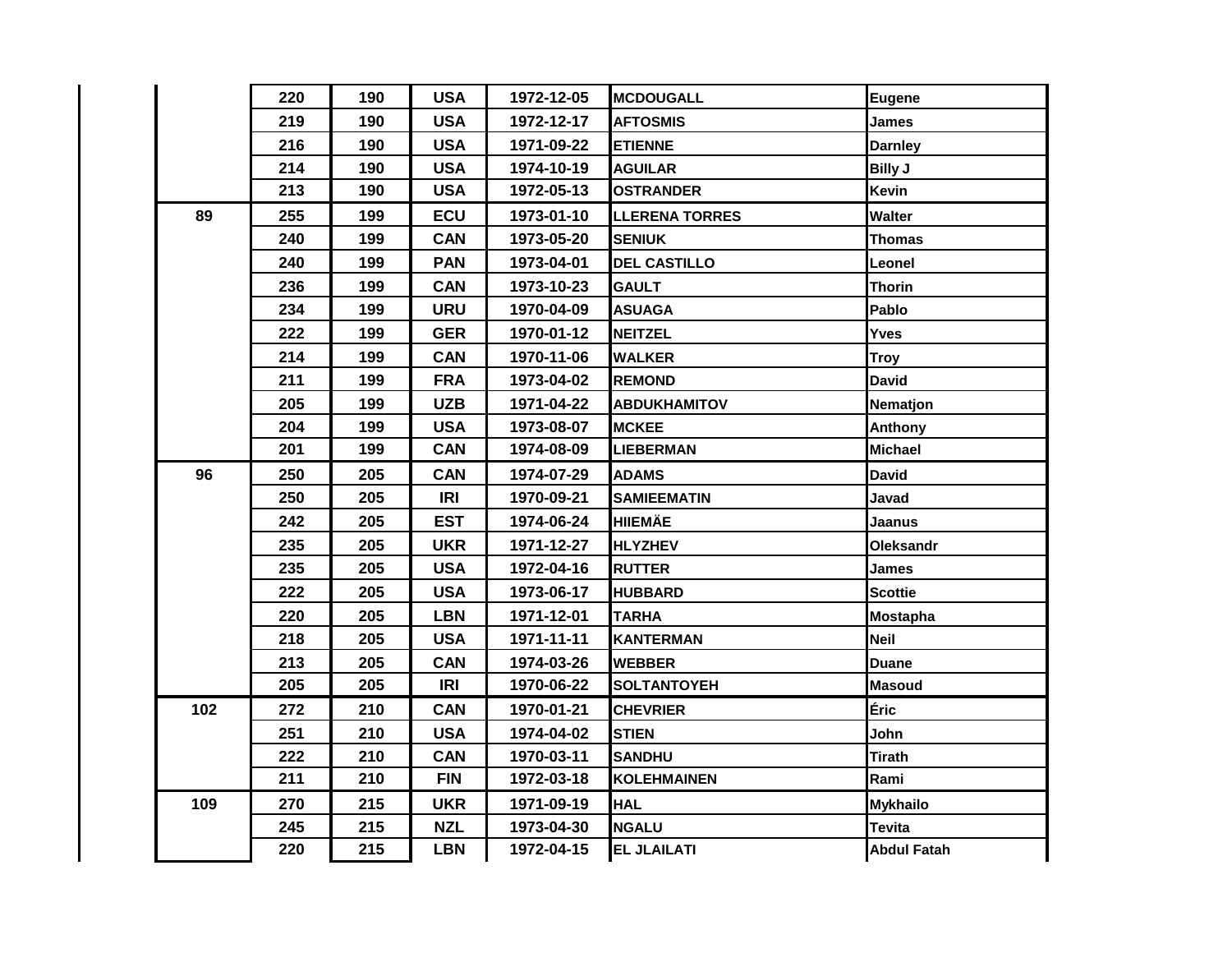| | | | | | | |
|---|---|---|---|---|---|---|
| | 220 | 190 | USA | 1972-12-05 | MCDOUGALL | Eugene |
| | 219 | 190 | USA | 1972-12-17 | AFTOSMIS | James |
| | 216 | 190 | USA | 1971-09-22 | ETIENNE | Darnley |
| | 214 | 190 | USA | 1974-10-19 | AGUILAR | Billy J |
| | 213 | 190 | USA | 1972-05-13 | OSTRANDER | Kevin |
| 89 | 255 | 199 | ECU | 1973-01-10 | LLERENA TORRES | Walter |
| | 240 | 199 | CAN | 1973-05-20 | SENIUK | Thomas |
| | 240 | 199 | PAN | 1973-04-01 | DEL CASTILLO | Leonel |
| | 236 | 199 | CAN | 1973-10-23 | GAULT | Thorin |
| | 234 | 199 | URU | 1970-04-09 | ASUAGA | Pablo |
| | 222 | 199 | GER | 1970-01-12 | NEITZEL | Yves |
| | 214 | 199 | CAN | 1970-11-06 | WALKER | Troy |
| | 211 | 199 | FRA | 1973-04-02 | REMOND | David |
| | 205 | 199 | UZB | 1971-04-22 | ABDUKHAMITOV | Nematjon |
| | 204 | 199 | USA | 1973-08-07 | MCKEE | Anthony |
| | 201 | 199 | CAN | 1974-08-09 | LIEBERMAN | Michael |
| 96 | 250 | 205 | CAN | 1974-07-29 | ADAMS | David |
| | 250 | 205 | IRI | 1970-09-21 | SAMIEEMATIN | Javad |
| | 242 | 205 | EST | 1974-06-24 | HIIEMÄE | Jaanus |
| | 235 | 205 | UKR | 1971-12-27 | HLYZHEV | Oleksandr |
| | 235 | 205 | USA | 1972-04-16 | RUTTER | James |
| | 222 | 205 | USA | 1973-06-17 | HUBBARD | Scottie |
| | 220 | 205 | LBN | 1971-12-01 | TARHA | Mostapha |
| | 218 | 205 | USA | 1971-11-11 | KANTERMAN | Neil |
| | 213 | 205 | CAN | 1974-03-26 | WEBBER | Duane |
| | 205 | 205 | IRI | 1970-06-22 | SOLTANTOYEH | Masoud |
| 102 | 272 | 210 | CAN | 1970-01-21 | CHEVRIER | Éric |
| | 251 | 210 | USA | 1974-04-02 | STIEN | John |
| | 222 | 210 | CAN | 1970-03-11 | SANDHU | Tirath |
| | 211 | 210 | FIN | 1972-03-18 | KOLEHMAINEN | Rami |
| 109 | 270 | 215 | UKR | 1971-09-19 | HAL | Mykhailo |
| | 245 | 215 | NZL | 1973-04-30 | NGALU | Tevita |
| | 220 | 215 | LBN | 1972-04-15 | EL JLAILATI | Abdul Fatah |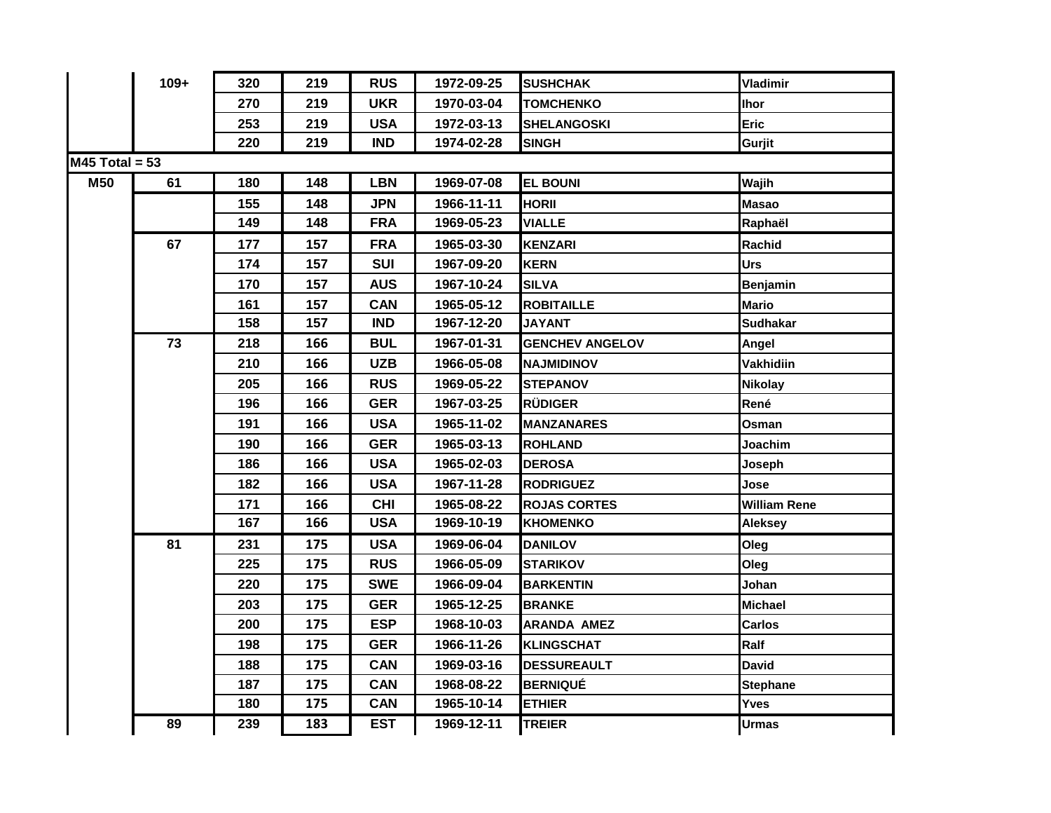| | | | | | | | |
|---|---|---|---|---|---|---|---|
| | 109+ | 320 | 219 | RUS | 1972-09-25 | SUSHCHAK | Vladimir |
| | | 270 | 219 | UKR | 1970-03-04 | TOMCHENKO | Ihor |
| | | 253 | 219 | USA | 1972-03-13 | SHELANGOSKI | Eric |
| | | 220 | 219 | IND | 1974-02-28 | SINGH | Gurjit |
| M45 Total = 53 | | | | | | | |
| M50 | 61 | 180 | 148 | LBN | 1969-07-08 | EL BOUNI | Wajih |
| | | 155 | 148 | JPN | 1966-11-11 | HORII | Masao |
| | | 149 | 148 | FRA | 1969-05-23 | VIALLE | Raphaël |
| | 67 | 177 | 157 | FRA | 1965-03-30 | KENZARI | Rachid |
| | | 174 | 157 | SUI | 1967-09-20 | KERN | Urs |
| | | 170 | 157 | AUS | 1967-10-24 | SILVA | Benjamin |
| | | 161 | 157 | CAN | 1965-05-12 | ROBITAILLE | Mario |
| | | 158 | 157 | IND | 1967-12-20 | JAYANT | Sudhakar |
| | 73 | 218 | 166 | BUL | 1967-01-31 | GENCHEV ANGELOV | Angel |
| | | 210 | 166 | UZB | 1966-05-08 | NAJMIDINOV | Vakhidiin |
| | | 205 | 166 | RUS | 1969-05-22 | STEPANOV | Nikolay |
| | | 196 | 166 | GER | 1967-03-25 | RÜDIGER | René |
| | | 191 | 166 | USA | 1965-11-02 | MANZANARES | Osman |
| | | 190 | 166 | GER | 1965-03-13 | ROHLAND | Joachim |
| | | 186 | 166 | USA | 1965-02-03 | DEROSA | Joseph |
| | | 182 | 166 | USA | 1967-11-28 | RODRIGUEZ | Jose |
| | | 171 | 166 | CHI | 1965-08-22 | ROJAS CORTES | William Rene |
| | | 167 | 166 | USA | 1969-10-19 | KHOMENKO | Aleksey |
| | 81 | 231 | 175 | USA | 1969-06-04 | DANILOV | Oleg |
| | | 225 | 175 | RUS | 1966-05-09 | STARIKOV | Oleg |
| | | 220 | 175 | SWE | 1966-09-04 | BARKENTIN | Johan |
| | | 203 | 175 | GER | 1965-12-25 | BRANKE | Michael |
| | | 200 | 175 | ESP | 1968-10-03 | ARANDA AMEZ | Carlos |
| | | 198 | 175 | GER | 1966-11-26 | KLINGSCHAT | Ralf |
| | | 188 | 175 | CAN | 1969-03-16 | DESSUREAULT | David |
| | | 187 | 175 | CAN | 1968-08-22 | BERNIQUÉ | Stephane |
| | | 180 | 175 | CAN | 1965-10-14 | ETHIER | Yves |
| | 89 | 239 | 183 | EST | 1969-12-11 | TREIER | Urmas |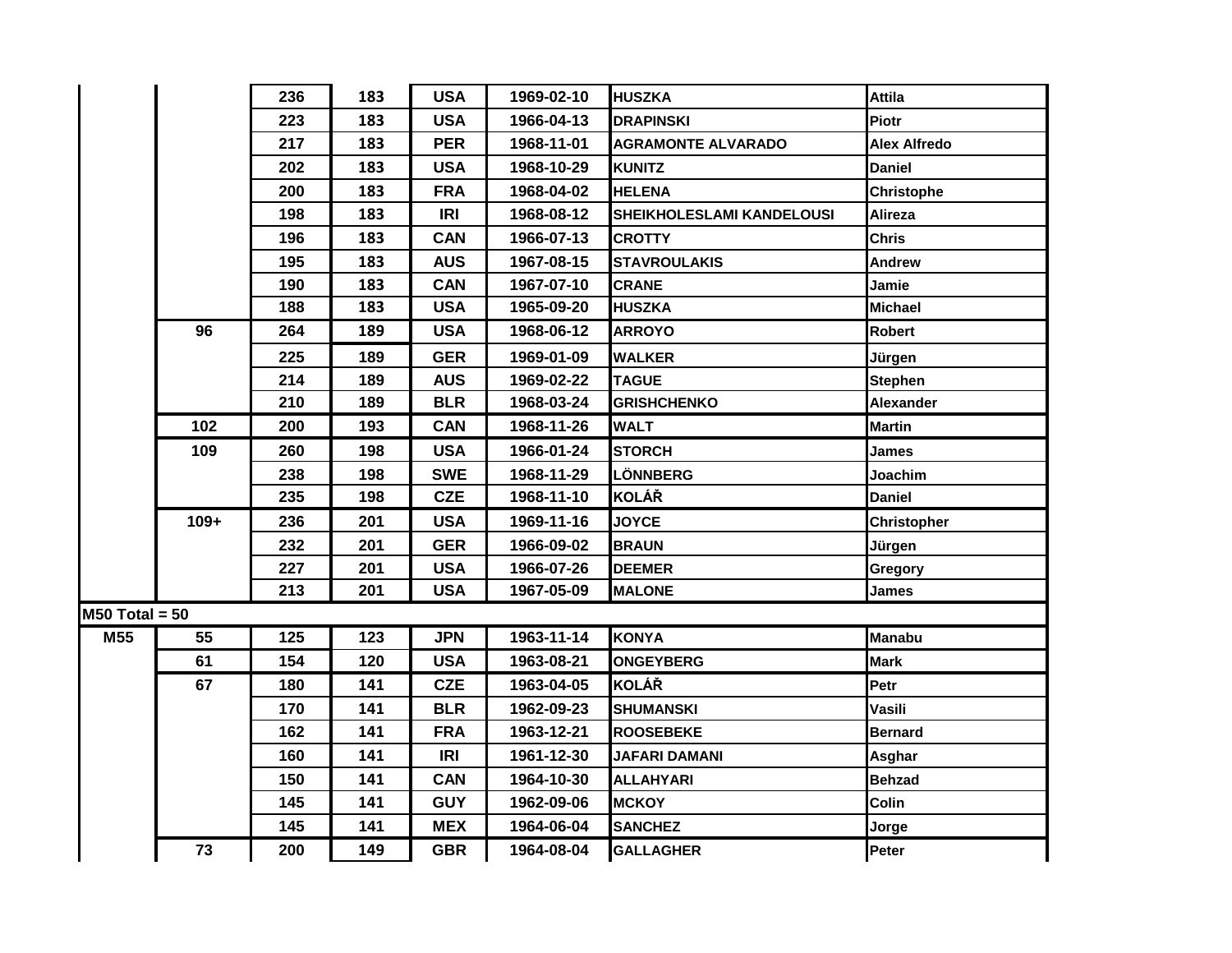| | | | | | | | |
|---|---|---|---|---|---|---|---|
| | | 236 | 183 | USA | 1969-02-10 | HUSZKA | Attila |
| | | 223 | 183 | USA | 1966-04-13 | DRAPINSKI | Piotr |
| | | 217 | 183 | PER | 1968-11-01 | AGRAMONTE ALVARADO | Alex Alfredo |
| | | 202 | 183 | USA | 1968-10-29 | KUNITZ | Daniel |
| | | 200 | 183 | FRA | 1968-04-02 | HELENA | Christophe |
| | | 198 | 183 | IRI | 1968-08-12 | SHEIKHOLESLAMI KANDELOUSI | Alireza |
| | | 196 | 183 | CAN | 1966-07-13 | CROTTY | Chris |
| | | 195 | 183 | AUS | 1967-08-15 | STAVROULAKIS | Andrew |
| | | 190 | 183 | CAN | 1967-07-10 | CRANE | Jamie |
| | | 188 | 183 | USA | 1965-09-20 | HUSZKA | Michael |
| | 96 | 264 | 189 | USA | 1968-06-12 | ARROYO | Robert |
| | | 225 | 189 | GER | 1969-01-09 | WALKER | Jürgen |
| | | 214 | 189 | AUS | 1969-02-22 | TAGUE | Stephen |
| | | 210 | 189 | BLR | 1968-03-24 | GRISHCHENKO | Alexander |
| | 102 | 200 | 193 | CAN | 1968-11-26 | WALT | Martin |
| | 109 | 260 | 198 | USA | 1966-01-24 | STORCH | James |
| | | 238 | 198 | SWE | 1968-11-29 | LÖNNBERG | Joachim |
| | | 235 | 198 | CZE | 1968-11-10 | KOLÁŘ | Daniel |
| | 109+ | 236 | 201 | USA | 1969-11-16 | JOYCE | Christopher |
| | | 232 | 201 | GER | 1966-09-02 | BRAUN | Jürgen |
| | | 227 | 201 | USA | 1966-07-26 | DEEMER | Gregory |
| | | 213 | 201 | USA | 1967-05-09 | MALONE | James |
| M50 Total = 50 | | | | | | | |
| M55 | 55 | 125 | 123 | JPN | 1963-11-14 | KONYA | Manabu |
| | 61 | 154 | 120 | USA | 1963-08-21 | ONGEYBERG | Mark |
| | 67 | 180 | 141 | CZE | 1963-04-05 | KOLÁŘ | Petr |
| | | 170 | 141 | BLR | 1962-09-23 | SHUMANSKI | Vasili |
| | | 162 | 141 | FRA | 1963-12-21 | ROOSEBEKE | Bernard |
| | | 160 | 141 | IRI | 1961-12-30 | JAFARI DAMANI | Asghar |
| | | 150 | 141 | CAN | 1964-10-30 | ALLAHYARI | Behzad |
| | | 145 | 141 | GUY | 1962-09-06 | MCKOY | Colin |
| | | 145 | 141 | MEX | 1964-06-04 | SANCHEZ | Jorge |
| | 73 | 200 | 149 | GBR | 1964-08-04 | GALLAGHER | Peter |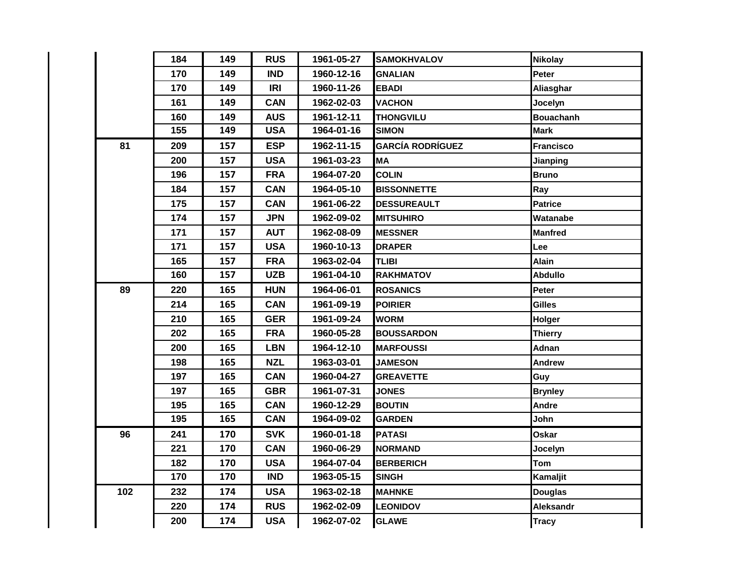| | | | | | | |
|---|---|---|---|---|---|---|
| | 184 | 149 | RUS | 1961-05-27 | SAMOKHVALOV | Nikolay |
| | 170 | 149 | IND | 1960-12-16 | GNALIAN | Peter |
| | 170 | 149 | IRI | 1960-11-26 | EBADI | Aliasghar |
| | 161 | 149 | CAN | 1962-02-03 | VACHON | Jocelyn |
| | 160 | 149 | AUS | 1961-12-11 | THONGVILU | Bouachanh |
| | 155 | 149 | USA | 1964-01-16 | SIMON | Mark |
| 81 | 209 | 157 | ESP | 1962-11-15 | GARCÍA RODRÍGUEZ | Francisco |
| | 200 | 157 | USA | 1961-03-23 | MA | Jianping |
| | 196 | 157 | FRA | 1964-07-20 | COLIN | Bruno |
| | 184 | 157 | CAN | 1964-05-10 | BISSONNETTE | Ray |
| | 175 | 157 | CAN | 1961-06-22 | DESSUREAULT | Patrice |
| | 174 | 157 | JPN | 1962-09-02 | MITSUHIRO | Watanabe |
| | 171 | 157 | AUT | 1962-08-09 | MESSNER | Manfred |
| | 171 | 157 | USA | 1960-10-13 | DRAPER | Lee |
| | 165 | 157 | FRA | 1963-02-04 | TLIBI | Alain |
| | 160 | 157 | UZB | 1961-04-10 | RAKHMATOV | Abdullo |
| 89 | 220 | 165 | HUN | 1964-06-01 | ROSANICS | Peter |
| | 214 | 165 | CAN | 1961-09-19 | POIRIER | Gilles |
| | 210 | 165 | GER | 1961-09-24 | WORM | Holger |
| | 202 | 165 | FRA | 1960-05-28 | BOUSSARDON | Thierry |
| | 200 | 165 | LBN | 1964-12-10 | MARFOUSSI | Adnan |
| | 198 | 165 | NZL | 1963-03-01 | JAMESON | Andrew |
| | 197 | 165 | CAN | 1960-04-27 | GREAVETTE | Guy |
| | 197 | 165 | GBR | 1961-07-31 | JONES | Brynley |
| | 195 | 165 | CAN | 1960-12-29 | BOUTIN | Andre |
| | 195 | 165 | CAN | 1964-09-02 | GARDEN | John |
| 96 | 241 | 170 | SVK | 1960-01-18 | PATASI | Oskar |
| | 221 | 170 | CAN | 1960-06-29 | NORMAND | Jocelyn |
| | 182 | 170 | USA | 1964-07-04 | BERBERICH | Tom |
| | 170 | 170 | IND | 1963-05-15 | SINGH | Kamaljit |
| 102 | 232 | 174 | USA | 1963-02-18 | MAHNKE | Douglas |
| | 220 | 174 | RUS | 1962-02-09 | LEONIDOV | Aleksandr |
| | 200 | 174 | USA | 1962-07-02 | GLAWE | Tracy |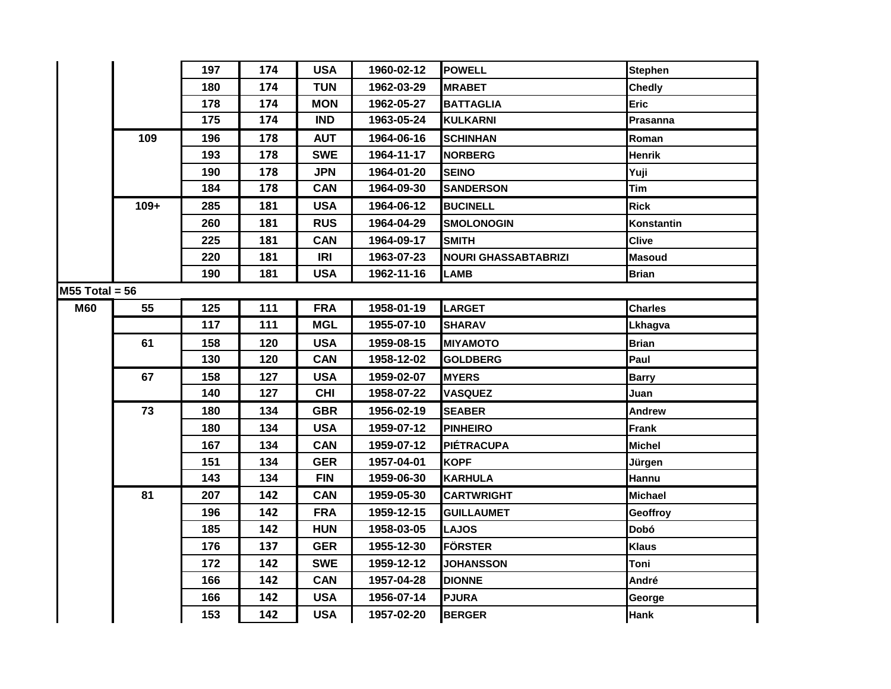| | | | | | | | |
|---|---|---|---|---|---|---|---|
| | | 197 | 174 | USA | 1960-02-12 | POWELL | Stephen |
| | | 180 | 174 | TUN | 1962-03-29 | MRABET | Chedly |
| | | 178 | 174 | MON | 1962-05-27 | BATTAGLIA | Eric |
| | | 175 | 174 | IND | 1963-05-24 | KULKARNI | Prasanna |
| | 109 | 196 | 178 | AUT | 1964-06-16 | SCHINHAN | Roman |
| | | 193 | 178 | SWE | 1964-11-17 | NORBERG | Henrik |
| | | 190 | 178 | JPN | 1964-01-20 | SEINO | Yuji |
| | | 184 | 178 | CAN | 1964-09-30 | SANDERSON | Tim |
| | 109+ | 285 | 181 | USA | 1964-06-12 | BUCINELL | Rick |
| | | 260 | 181 | RUS | 1964-04-29 | SMOLONOGIN | Konstantin |
| | | 225 | 181 | CAN | 1964-09-17 | SMITH | Clive |
| | | 220 | 181 | IRI | 1963-07-23 | NOURI GHASSABTABRIZI | Masoud |
| | | 190 | 181 | USA | 1962-11-16 | LAMB | Brian |
| M55 Total = 56 | | | | | | | |
| M60 | 55 | 125 | 111 | FRA | 1958-01-19 | LARGET | Charles |
| | | 117 | 111 | MGL | 1955-07-10 | SHARAV | Lkhagva |
| | 61 | 158 | 120 | USA | 1959-08-15 | MIYAMOTO | Brian |
| | | 130 | 120 | CAN | 1958-12-02 | GOLDBERG | Paul |
| | 67 | 158 | 127 | USA | 1959-02-07 | MYERS | Barry |
| | | 140 | 127 | CHI | 1958-07-22 | VASQUEZ | Juan |
| | 73 | 180 | 134 | GBR | 1956-02-19 | SEABER | Andrew |
| | | 180 | 134 | USA | 1959-07-12 | PINHEIRO | Frank |
| | | 167 | 134 | CAN | 1959-07-12 | PIÉTRACUPA | Michel |
| | | 151 | 134 | GER | 1957-04-01 | KOPF | Jürgen |
| | | 143 | 134 | FIN | 1959-06-30 | KARHULA | Hannu |
| | 81 | 207 | 142 | CAN | 1959-05-30 | CARTWRIGHT | Michael |
| | | 196 | 142 | FRA | 1959-12-15 | GUILLAUMET | Geoffroy |
| | | 185 | 142 | HUN | 1958-03-05 | LAJOS | Dobó |
| | | 176 | 137 | GER | 1955-12-30 | FÖRSTER | Klaus |
| | | 172 | 142 | SWE | 1959-12-12 | JOHANSSON | Toni |
| | | 166 | 142 | CAN | 1957-04-28 | DIONNE | André |
| | | 166 | 142 | USA | 1956-07-14 | PJURA | George |
| | | 153 | 142 | USA | 1957-02-20 | BERGER | Hank |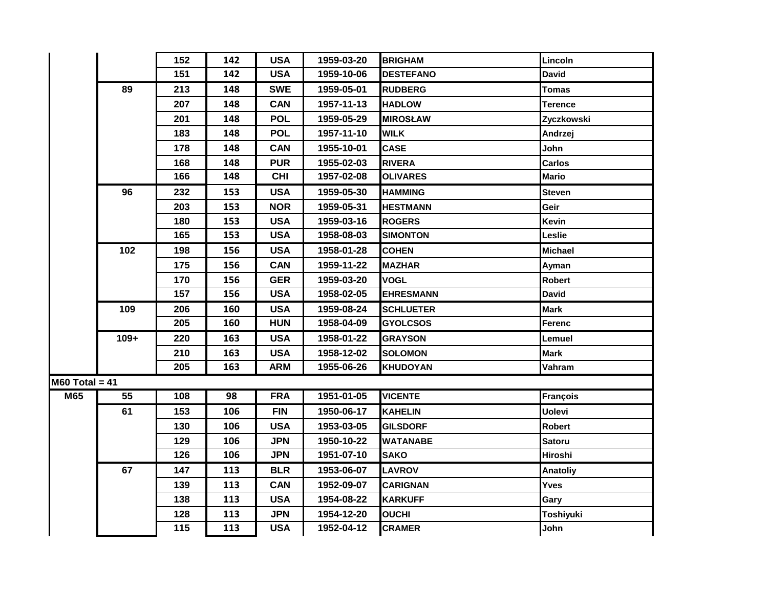| | | | | | | | |
|---|---|---|---|---|---|---|---|
| | | 152 | 142 | USA | 1959-03-20 | BRIGHAM | Lincoln |
| | | 151 | 142 | USA | 1959-10-06 | DESTEFANO | David |
| | 89 | 213 | 148 | SWE | 1959-05-01 | RUDBERG | Tomas |
| | | 207 | 148 | CAN | 1957-11-13 | HADLOW | Terence |
| | | 201 | 148 | POL | 1959-05-29 | MIROSŁAW | Zyczkowski |
| | | 183 | 148 | POL | 1957-11-10 | WILK | Andrzej |
| | | 178 | 148 | CAN | 1955-10-01 | CASE | John |
| | | 168 | 148 | PUR | 1955-02-03 | RIVERA | Carlos |
| | | 166 | 148 | CHI | 1957-02-08 | OLIVARES | Mario |
| | 96 | 232 | 153 | USA | 1959-05-30 | HAMMING | Steven |
| | | 203 | 153 | NOR | 1959-05-31 | HESTMANN | Geir |
| | | 180 | 153 | USA | 1959-03-16 | ROGERS | Kevin |
| | | 165 | 153 | USA | 1958-08-03 | SIMONTON | Leslie |
| | 102 | 198 | 156 | USA | 1958-01-28 | COHEN | Michael |
| | | 175 | 156 | CAN | 1959-11-22 | MAZHAR | Ayman |
| | | 170 | 156 | GER | 1959-03-20 | VOGL | Robert |
| | | 157 | 156 | USA | 1958-02-05 | EHRESMANN | David |
| | 109 | 206 | 160 | USA | 1959-08-24 | SCHLUETER | Mark |
| | | 205 | 160 | HUN | 1958-04-09 | GYOLCSOS | Ferenc |
| | 109+ | 220 | 163 | USA | 1958-01-22 | GRAYSON | Lemuel |
| | | 210 | 163 | USA | 1958-12-02 | SOLOMON | Mark |
| | | 205 | 163 | ARM | 1955-06-26 | KHUDOYAN | Vahram |
| M60 Total = 41 | | | | | | | |
| M65 | 55 | 108 | 98 | FRA | 1951-01-05 | VICENTE | François |
| | 61 | 153 | 106 | FIN | 1950-06-17 | KAHELIN | Uolevi |
| | | 130 | 106 | USA | 1953-03-05 | GILSDORF | Robert |
| | | 129 | 106 | JPN | 1950-10-22 | WATANABE | Satoru |
| | | 126 | 106 | JPN | 1951-07-10 | SAKO | Hiroshi |
| | 67 | 147 | 113 | BLR | 1953-06-07 | LAVROV | Anatoliy |
| | | 139 | 113 | CAN | 1952-09-07 | CARIGNAN | Yves |
| | | 138 | 113 | USA | 1954-08-22 | KARKUFF | Gary |
| | | 128 | 113 | JPN | 1954-12-20 | OUCHI | Toshiyuki |
| | | 115 | 113 | USA | 1952-04-12 | CRAMER | John |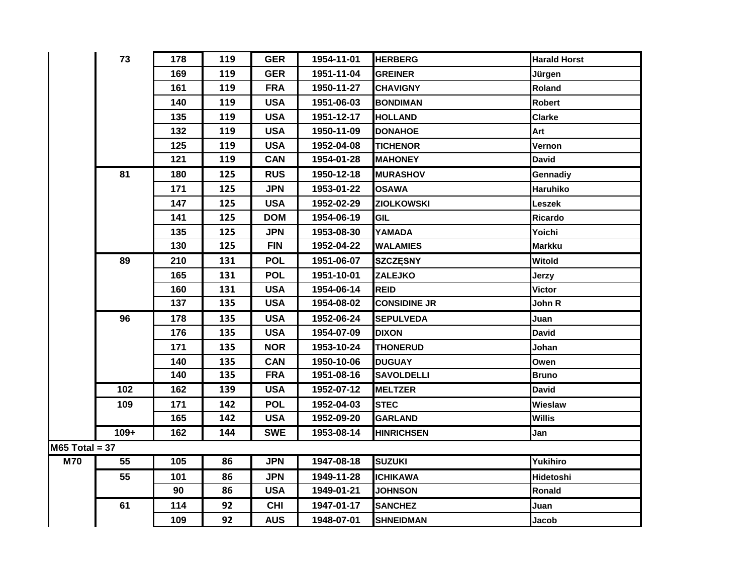| | | | | | | | |
|---|---|---|---|---|---|---|---|
| | 73 | 178 | 119 | GER | 1954-11-01 | HERBERG | Harald Horst |
| | | 169 | 119 | GER | 1951-11-04 | GREINER | Jürgen |
| | | 161 | 119 | FRA | 1950-11-27 | CHAVIGNY | Roland |
| | | 140 | 119 | USA | 1951-06-03 | BONDIMAN | Robert |
| | | 135 | 119 | USA | 1951-12-17 | HOLLAND | Clarke |
| | | 132 | 119 | USA | 1950-11-09 | DONAHOE | Art |
| | | 125 | 119 | USA | 1952-04-08 | TICHENOR | Vernon |
| | | 121 | 119 | CAN | 1954-01-28 | MAHONEY | David |
| | 81 | 180 | 125 | RUS | 1950-12-18 | MURASHOV | Gennadiy |
| | | 171 | 125 | JPN | 1953-01-22 | OSAWA | Haruhiko |
| | | 147 | 125 | USA | 1952-02-29 | ZIOLKOWSKI | Leszek |
| | | 141 | 125 | DOM | 1954-06-19 | GIL | Ricardo |
| | | 135 | 125 | JPN | 1953-08-30 | YAMADA | Yoichi |
| | | 130 | 125 | FIN | 1952-04-22 | WALAMIES | Markku |
| | 89 | 210 | 131 | POL | 1951-06-07 | SZCZĘSNY | Witold |
| | | 165 | 131 | POL | 1951-10-01 | ZALEJKO | Jerzy |
| | | 160 | 131 | USA | 1954-06-14 | REID | Victor |
| | | 137 | 135 | USA | 1954-08-02 | CONSIDINE JR | John R |
| | 96 | 178 | 135 | USA | 1952-06-24 | SEPULVEDA | Juan |
| | | 176 | 135 | USA | 1954-07-09 | DIXON | David |
| | | 171 | 135 | NOR | 1953-10-24 | THONERUD | Johan |
| | | 140 | 135 | CAN | 1950-10-06 | DUGUAY | Owen |
| | | 140 | 135 | FRA | 1951-08-16 | SAVOLDELLI | Bruno |
| | 102 | 162 | 139 | USA | 1952-07-12 | MELTZER | David |
| | 109 | 171 | 142 | POL | 1952-04-03 | STEC | Wieslaw |
| | | 165 | 142 | USA | 1952-09-20 | GARLAND | Willis |
| | 109+ | 162 | 144 | SWE | 1953-08-14 | HINRICHSEN | Jan |
| M65 Total = 37 | | | | | | | |
| M70 | 55 | 105 | 86 | JPN | 1947-08-18 | SUZUKI | Yukihiro |
| | 55 | 101 | 86 | JPN | 1949-11-28 | ICHIKAWA | Hidetoshi |
| | | 90 | 86 | USA | 1949-01-21 | JOHNSON | Ronald |
| | 61 | 114 | 92 | CHI | 1947-01-17 | SANCHEZ | Juan |
| | | 109 | 92 | AUS | 1948-07-01 | SHNEIDMAN | Jacob |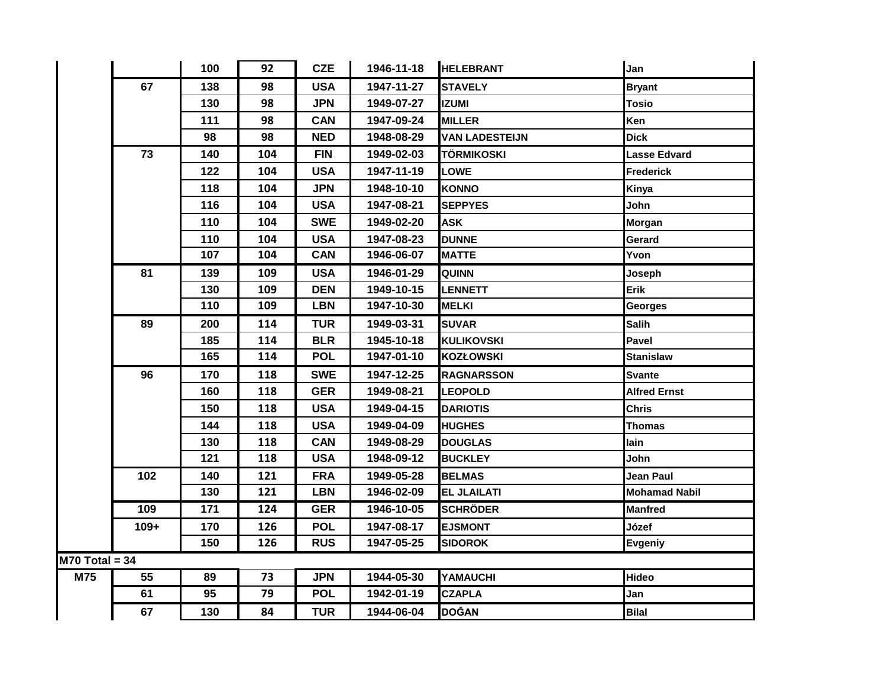| | | | | | | | |
|---|---|---|---|---|---|---|---|
| | | 100 | 92 | CZE | 1946-11-18 | HELEBRANT | Jan |
| | 67 | 138 | 98 | USA | 1947-11-27 | STAVELY | Bryant |
| | | 130 | 98 | JPN | 1949-07-27 | IZUMI | Tosio |
| | | 111 | 98 | CAN | 1947-09-24 | MILLER | Ken |
| | | 98 | 98 | NED | 1948-08-29 | VAN LADESTEIJN | Dick |
| | 73 | 140 | 104 | FIN | 1949-02-03 | TÖRMIKOSKI | Lasse Edvard |
| | | 122 | 104 | USA | 1947-11-19 | LOWE | Frederick |
| | | 118 | 104 | JPN | 1948-10-10 | KONNO | Kinya |
| | | 116 | 104 | USA | 1947-08-21 | SEPPYES | John |
| | | 110 | 104 | SWE | 1949-02-20 | ASK | Morgan |
| | | 110 | 104 | USA | 1947-08-23 | DUNNE | Gerard |
| | | 107 | 104 | CAN | 1946-06-07 | MATTE | Yvon |
| | 81 | 139 | 109 | USA | 1946-01-29 | QUINN | Joseph |
| | | 130 | 109 | DEN | 1949-10-15 | LENNETT | Erik |
| | | 110 | 109 | LBN | 1947-10-30 | MELKI | Georges |
| | 89 | 200 | 114 | TUR | 1949-03-31 | SUVAR | Salih |
| | | 185 | 114 | BLR | 1945-10-18 | KULIKOVSKI | Pavel |
| | | 165 | 114 | POL | 1947-01-10 | KOZŁOWSKI | Stanislaw |
| | 96 | 170 | 118 | SWE | 1947-12-25 | RAGNARSSON | Svante |
| | | 160 | 118 | GER | 1949-08-21 | LEOPOLD | Alfred Ernst |
| | | 150 | 118 | USA | 1949-04-15 | DARIOTIS | Chris |
| | | 144 | 118 | USA | 1949-04-09 | HUGHES | Thomas |
| | | 130 | 118 | CAN | 1949-08-29 | DOUGLAS | Iain |
| | | 121 | 118 | USA | 1948-09-12 | BUCKLEY | John |
| | 102 | 140 | 121 | FRA | 1949-05-28 | BELMAS | Jean Paul |
| | | 130 | 121 | LBN | 1946-02-09 | EL JLAILATI | Mohamad Nabil |
| | 109 | 171 | 124 | GER | 1946-10-05 | SCHRÖDER | Manfred |
| | 109+ | 170 | 126 | POL | 1947-08-17 | EJSMONT | Józef |
| | | 150 | 126 | RUS | 1947-05-25 | SIDOROK | Evgeniy |
| M70 Total = 34 | | | | | | | |
| M75 | 55 | 89 | 73 | JPN | 1944-05-30 | YAMAUCHI | Hideo |
| | 61 | 95 | 79 | POL | 1942-01-19 | CZAPLA | Jan |
| | 67 | 130 | 84 | TUR | 1944-06-04 | DOĞAN | Bilal |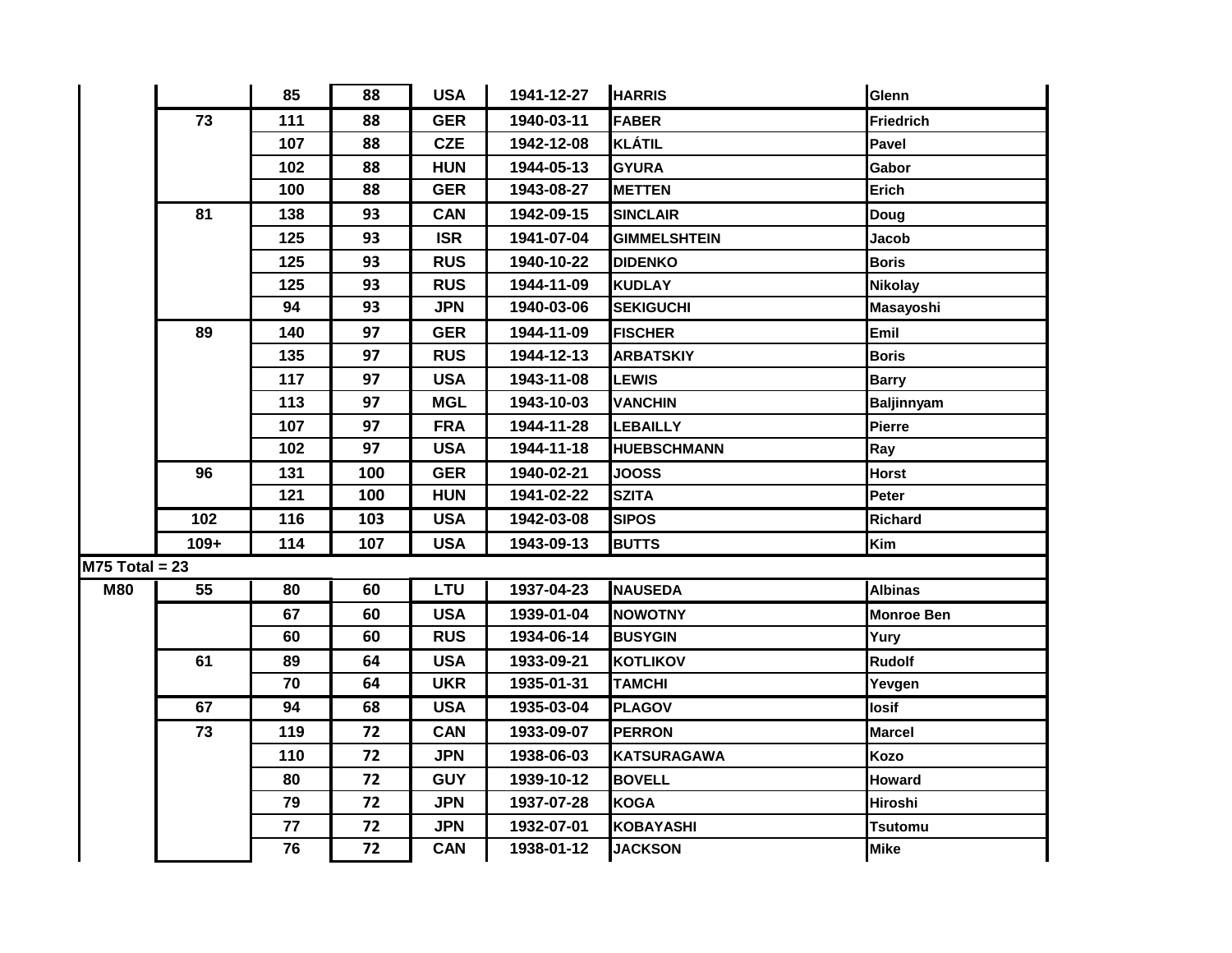| | | | | | | | |
|---|---|---|---|---|---|---|---|
| | | 85 | 88 | USA | 1941-12-27 | HARRIS | Glenn |
| | 73 | 111 | 88 | GER | 1940-03-11 | FABER | Friedrich |
| | | 107 | 88 | CZE | 1942-12-08 | KLÁTIL | Pavel |
| | | 102 | 88 | HUN | 1944-05-13 | GYURA | Gabor |
| | | 100 | 88 | GER | 1943-08-27 | METTEN | Erich |
| | 81 | 138 | 93 | CAN | 1942-09-15 | SINCLAIR | Doug |
| | | 125 | 93 | ISR | 1941-07-04 | GIMMELSHTEIN | Jacob |
| | | 125 | 93 | RUS | 1940-10-22 | DIDENKO | Boris |
| | | 125 | 93 | RUS | 1944-11-09 | KUDLAY | Nikolay |
| | | 94 | 93 | JPN | 1940-03-06 | SEKIGUCHI | Masayoshi |
| | 89 | 140 | 97 | GER | 1944-11-09 | FISCHER | Emil |
| | | 135 | 97 | RUS | 1944-12-13 | ARBATSKIY | Boris |
| | | 117 | 97 | USA | 1943-11-08 | LEWIS | Barry |
| | | 113 | 97 | MGL | 1943-10-03 | VANCHIN | Baljinnyam |
| | | 107 | 97 | FRA | 1944-11-28 | LEBAILLY | Pierre |
| | | 102 | 97 | USA | 1944-11-18 | HUEBSCHMANN | Ray |
| | 96 | 131 | 100 | GER | 1940-02-21 | JOOSS | Horst |
| | | 121 | 100 | HUN | 1941-02-22 | SZITA | Peter |
| | 102 | 116 | 103 | USA | 1942-03-08 | SIPOS | Richard |
| | 109+ | 114 | 107 | USA | 1943-09-13 | BUTTS | Kim |
| M75 Total = 23 | | | | | | | |
| M80 | 55 | 80 | 60 | LTU | 1937-04-23 | NAUSEDA | Albinas |
| | | 67 | 60 | USA | 1939-01-04 | NOWOTNY | Monroe Ben |
| | | 60 | 60 | RUS | 1934-06-14 | BUSYGIN | Yury |
| | 61 | 89 | 64 | USA | 1933-09-21 | KOTLIKOV | Rudolf |
| | | 70 | 64 | UKR | 1935-01-31 | TAMCHI | Yevgen |
| | 67 | 94 | 68 | USA | 1935-03-04 | PLAGOV | Iosif |
| | 73 | 119 | 72 | CAN | 1933-09-07 | PERRON | Marcel |
| | | 110 | 72 | JPN | 1938-06-03 | KATSURAGAWA | Kozo |
| | | 80 | 72 | GUY | 1939-10-12 | BOVELL | Howard |
| | | 79 | 72 | JPN | 1937-07-28 | KOGA | Hiroshi |
| | | 77 | 72 | JPN | 1932-07-01 | KOBAYASHI | Tsutomu |
| | | 76 | 72 | CAN | 1938-01-12 | JACKSON | Mike |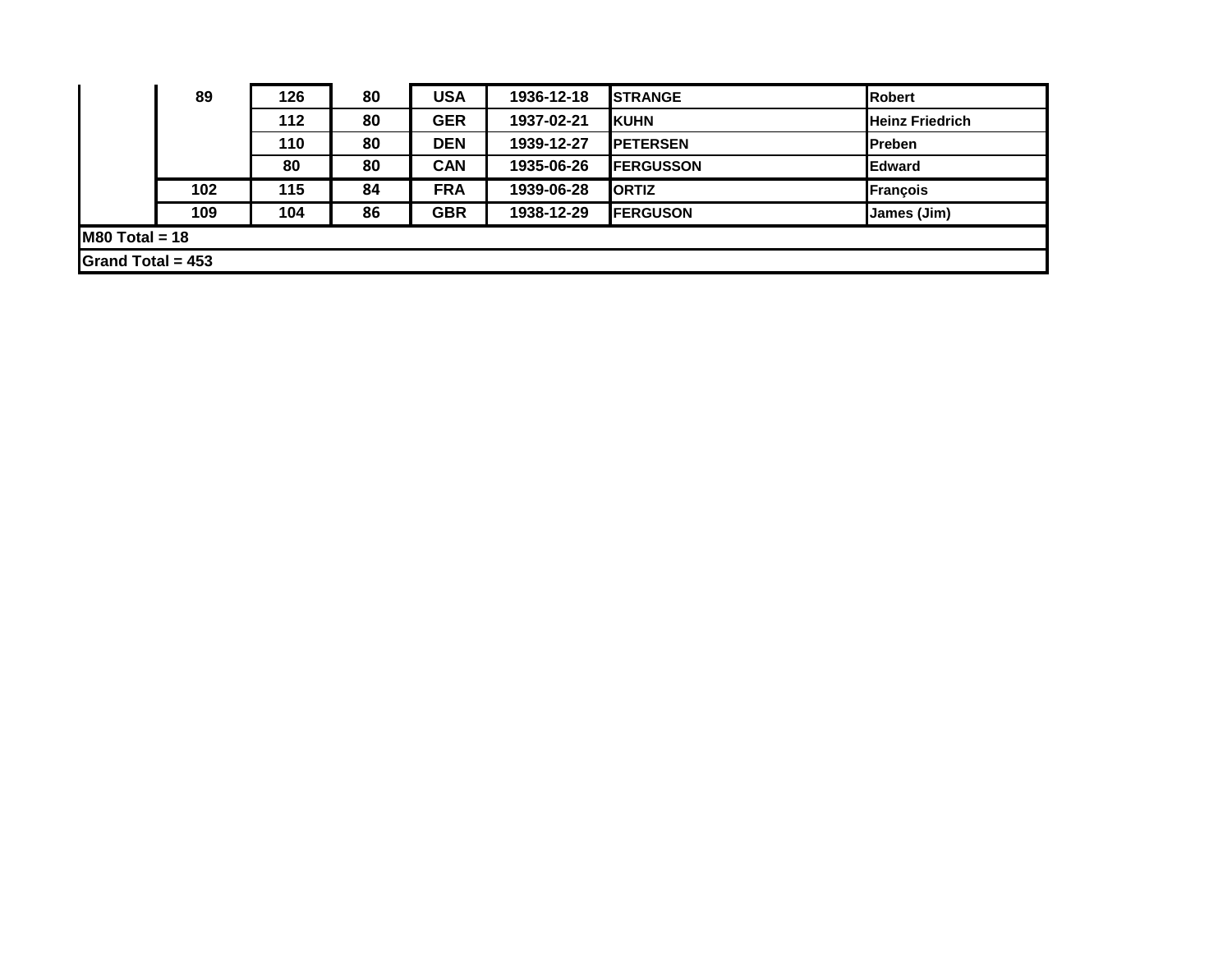| | | | | | | | |
|---|---|---|---|---|---|---|---|
| | 89 | 126 | 80 | USA | 1936-12-18 | STRANGE | Robert |
| | | 112 | 80 | GER | 1937-02-21 | KUHN | Heinz Friedrich |
| | | 110 | 80 | DEN | 1939-12-27 | PETERSEN | Preben |
| | | 80 | 80 | CAN | 1935-06-26 | FERGUSSON | Edward |
| | 102 | 115 | 84 | FRA | 1939-06-28 | ORTIZ | François |
| | 109 | 104 | 86 | GBR | 1938-12-29 | FERGUSON | James (Jim) |
| M80 Total = 18 | | | | | | | |
| Grand Total = 453 | | | | | | | |